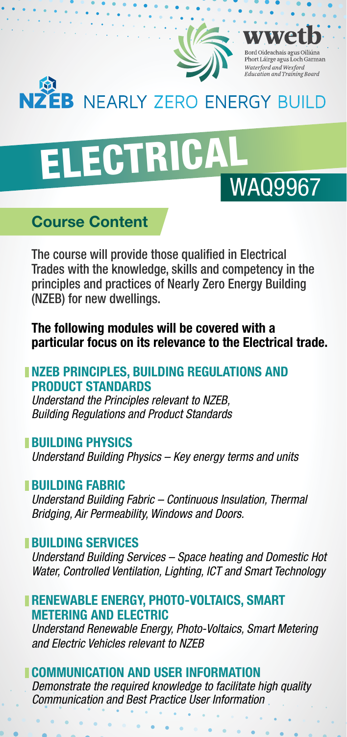wwetb

Bord Oideachais agus Oiliúna Phort Láirge agus Loch Garman

*Waterford and Wexford Education and Training Board*

# NZEB NEARLY ZERO ENERGY BUILD

# ELECTRICAL

## WAQ9967

## Course Content

The course will provide those qualified in Electrical Trades with the knowledge, skills and competency in the principles and practices of Nearly Zero Energy Building (NZEB) for new dwellings.

**The following modules will be covered with a particular focus on its relevance to the Electrical trade.**

### NZEB PRINCIPLES, BUILDING REGULATIONS AND PRODUCT STANDARDS

*Understand the Principles relevant to NZEB, Building Regulations and Product Standards*

### BUILDING PHYSICS

*Understand Building Physics – Key energy terms and units*

### BUILDING FABRIC

*Understand Building Fabric – Continuous Insulation, Thermal Bridging, Air Permeability, Windows and Doors.*

### BUILDING SERVICES

*Understand Building Services – Space heating and Domestic Hot Water, Controlled Ventilation, Lighting, ICT and Smart Technology*

### RENEWABLE ENERGY, PHOTO-VOLTAICS, SMART METERING AND ELECTRIC

*Understand Renewable Energy, Photo-Voltaics, Smart Metering and Electric Vehicles relevant to NZEB*

### COMMUNICATION AND USER INFORMATION

*Demonstrate the required knowledge to facilitate high quality Communication and Best Practice User Information*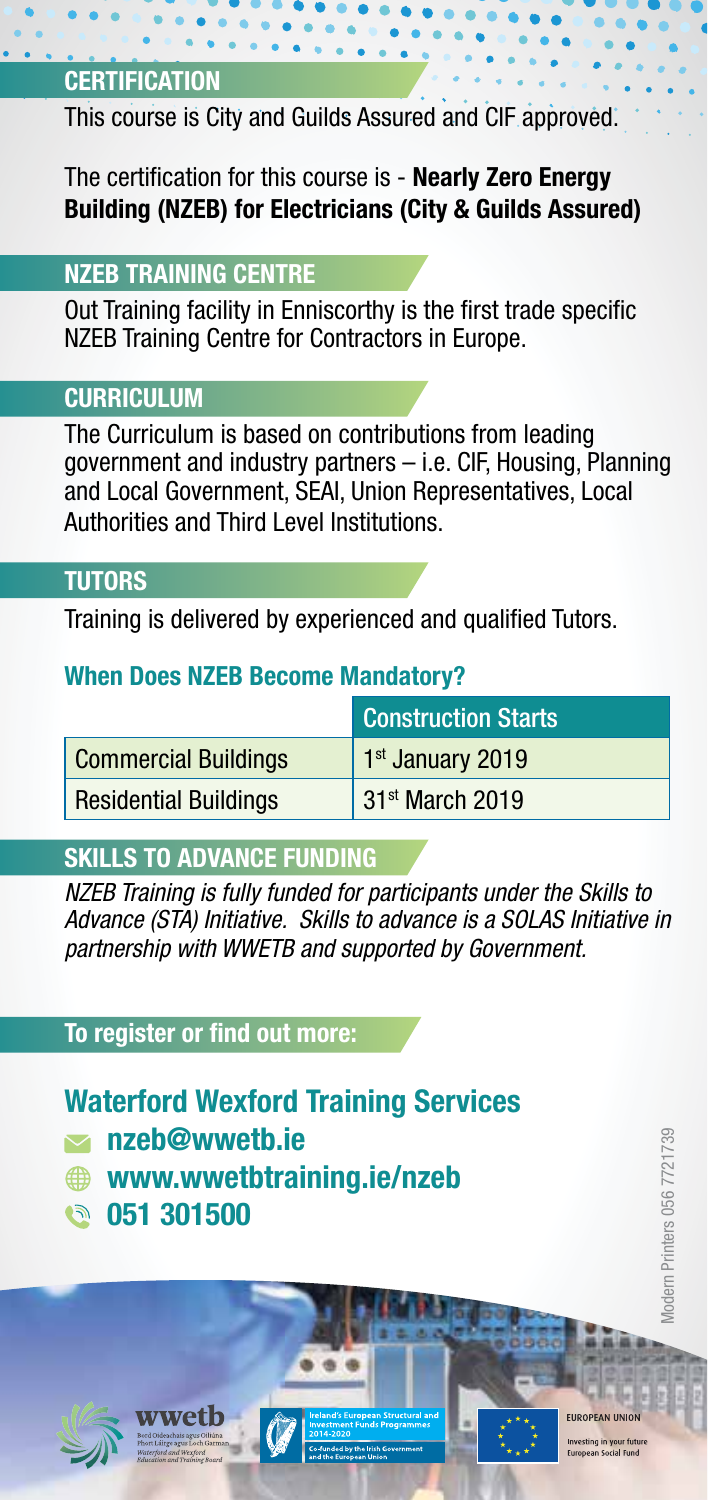## CERTIFICATION

This course is City and Guilds Assured and CIF approved.

The certification for this course is - **Nearly Zero Energy Building (NZEB) for Electricians (City & Guilds Assured)**

## NZEB TRAINING CENTRE

Out Training facility in Enniscorthy is the first trade specific NZEB Training Centre for Contractors in Europe.

## CURRICULUM

The Curriculum is based on contributions from leading government and industry partners – i.e. CIF, Housing, Planning and Local Government, SEAI, Union Representatives, Local Authorities and Third Level Institutions.

## TUTORS

Training is delivered by experienced and qualified Tutors.

## When Does NZEB Become Mandatory?

| | Construction Starts |
|---|---|
| Commercial Buildings | 1st January 2019 |
| Residential Buildings | 31st March 2019 |

## SKILLS TO ADVANCE FUNDING

*NZEB Training is fully funded for participants under the Skills to Advance (STA) Initiative. Skills to advance is a SOLAS Initiative in partnership with WWETB and supported by Government.*

## To register or find out more:

## Waterford Wexford Training Services

- **nzeb@wwetb.ie**
- **www.wwetbtraining.ie/nzeb**
- **051 301500**

Modern Printers 056 7721739

wwetb
Bord Oideachais agus Oiliúna Phort Láirge agus Loch Garman
Waterford and Wexford Education and Training Board

Ireland's European Structural and Investment Funds Programmes 2014-2020
Co-funded by the Irish Government and the European Union

EUROPEAN UNION
Investing in your future
European Social Fund